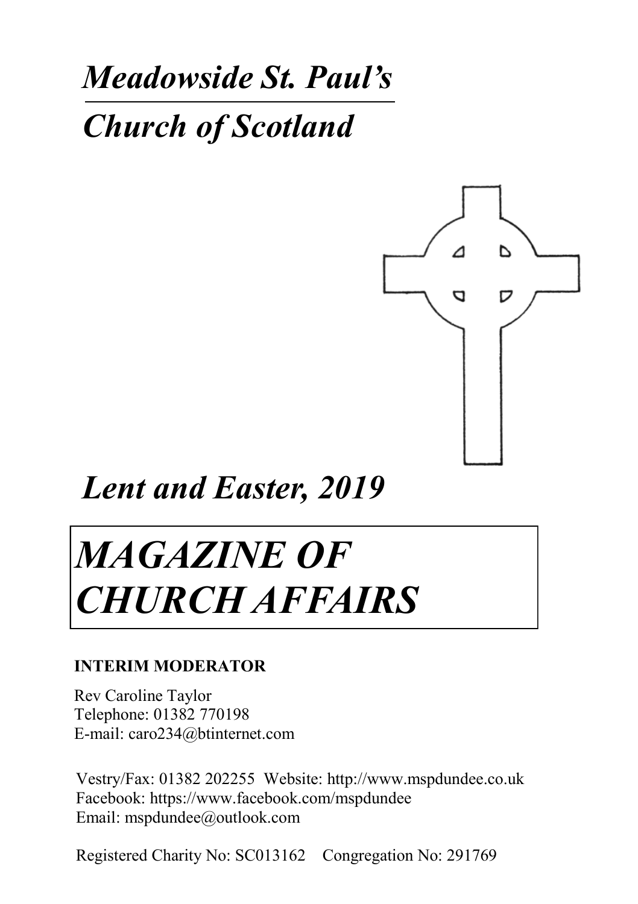# *Meadowside St. Paul's*

# *Church of Scotland*

## *Lent and Easter, 2019*

# *MAGAZINE OF CHURCH AFFAIRS*

**INTERIM MODERATOR**

Rev Caroline Taylor
Telephone: 01382 770198
E-mail: caro234@btinternet.com

Vestry/Fax: 01382 202255 Website: http://www.mspdundee.co.uk
Facebook: https://www.facebook.com/mspdundee
Email: mspdundee@outlook.com

Registered Charity No: SC013162 Congregation No: 291769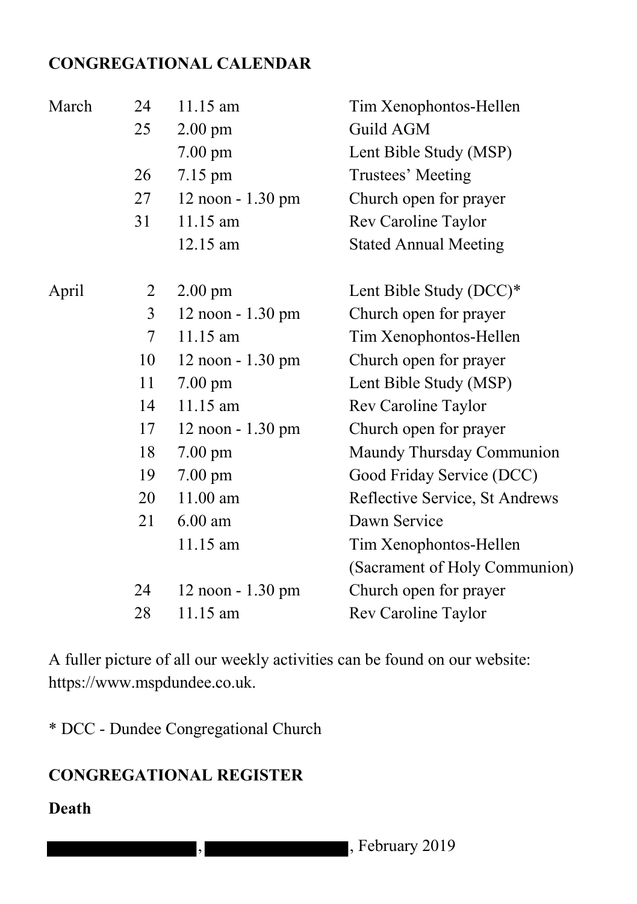## CONGREGATIONAL CALENDAR

| Month | Day | Time | Event |
|---|---|---|---|
| March | 24 | 11.15 am | Tim Xenophontos-Hellen |
| | 25 | 2.00 pm | Guild AGM |
| | | 7.00 pm | Lent Bible Study (MSP) |
| | 26 | 7.15 pm | Trustees' Meeting |
| | 27 | 12 noon - 1.30 pm | Church open for prayer |
| | 31 | 11.15 am | Rev Caroline Taylor |
| | | 12.15 am | Stated Annual Meeting |
| April | 2 | 2.00 pm | Lent Bible Study (DCC)* |
| | 3 | 12 noon - 1.30 pm | Church open for prayer |
| | 7 | 11.15 am | Tim Xenophontos-Hellen |
| | 10 | 12 noon - 1.30 pm | Church open for prayer |
| | 11 | 7.00 pm | Lent Bible Study (MSP) |
| | 14 | 11.15 am | Rev Caroline Taylor |
| | 17 | 12 noon - 1.30 pm | Church open for prayer |
| | 18 | 7.00 pm | Maundy Thursday Communion |
| | 19 | 7.00 pm | Good Friday Service (DCC) |
| | 20 | 11.00 am | Reflective Service, St Andrews |
| | 21 | 6.00 am | Dawn Service |
| | | 11.15 am | Tim Xenophontos-Hellen (Sacrament of Holy Communion) |
| | 24 | 12 noon - 1.30 pm | Church open for prayer |
| | 28 | 11.15 am | Rev Caroline Taylor |

A fuller picture of all our weekly activities can be found on our website: https://www.mspdundee.co.uk.

* DCC - Dundee Congregational Church

## CONGREGATIONAL REGISTER

**Death**

[redacted], [redacted], February 2019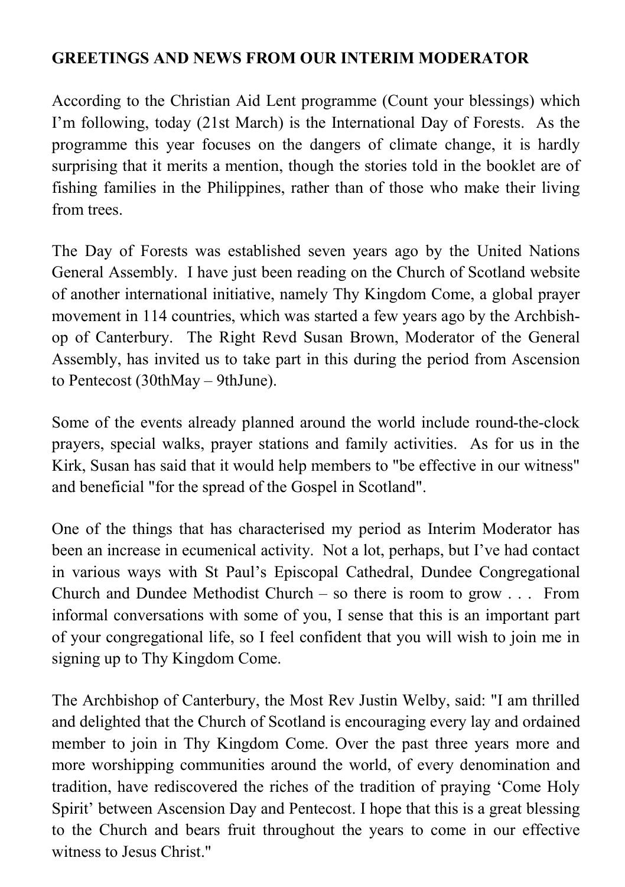**GREETINGS AND NEWS FROM OUR INTERIM MODERATOR**

According to the Christian Aid Lent programme (Count your blessings) which I'm following, today (21st March) is the International Day of Forests. As the programme this year focuses on the dangers of climate change, it is hardly surprising that it merits a mention, though the stories told in the booklet are of fishing families in the Philippines, rather than of those who make their living from trees.

The Day of Forests was established seven years ago by the United Nations General Assembly. I have just been reading on the Church of Scotland website of another international initiative, namely Thy Kingdom Come, a global prayer movement in 114 countries, which was started a few years ago by the Archbishop of Canterbury. The Right Revd Susan Brown, Moderator of the General Assembly, has invited us to take part in this during the period from Ascension to Pentecost (30thMay – 9thJune).

Some of the events already planned around the world include round-the-clock prayers, special walks, prayer stations and family activities. As for us in the Kirk, Susan has said that it would help members to "be effective in our witness" and beneficial "for the spread of the Gospel in Scotland".

One of the things that has characterised my period as Interim Moderator has been an increase in ecumenical activity. Not a lot, perhaps, but I've had contact in various ways with St Paul's Episcopal Cathedral, Dundee Congregational Church and Dundee Methodist Church – so there is room to grow . . . From informal conversations with some of you, I sense that this is an important part of your congregational life, so I feel confident that you will wish to join me in signing up to Thy Kingdom Come.

The Archbishop of Canterbury, the Most Rev Justin Welby, said: "I am thrilled and delighted that the Church of Scotland is encouraging every lay and ordained member to join in Thy Kingdom Come. Over the past three years more and more worshipping communities around the world, of every denomination and tradition, have rediscovered the riches of the tradition of praying 'Come Holy Spirit' between Ascension Day and Pentecost. I hope that this is a great blessing to the Church and bears fruit throughout the years to come in our effective witness to Jesus Christ."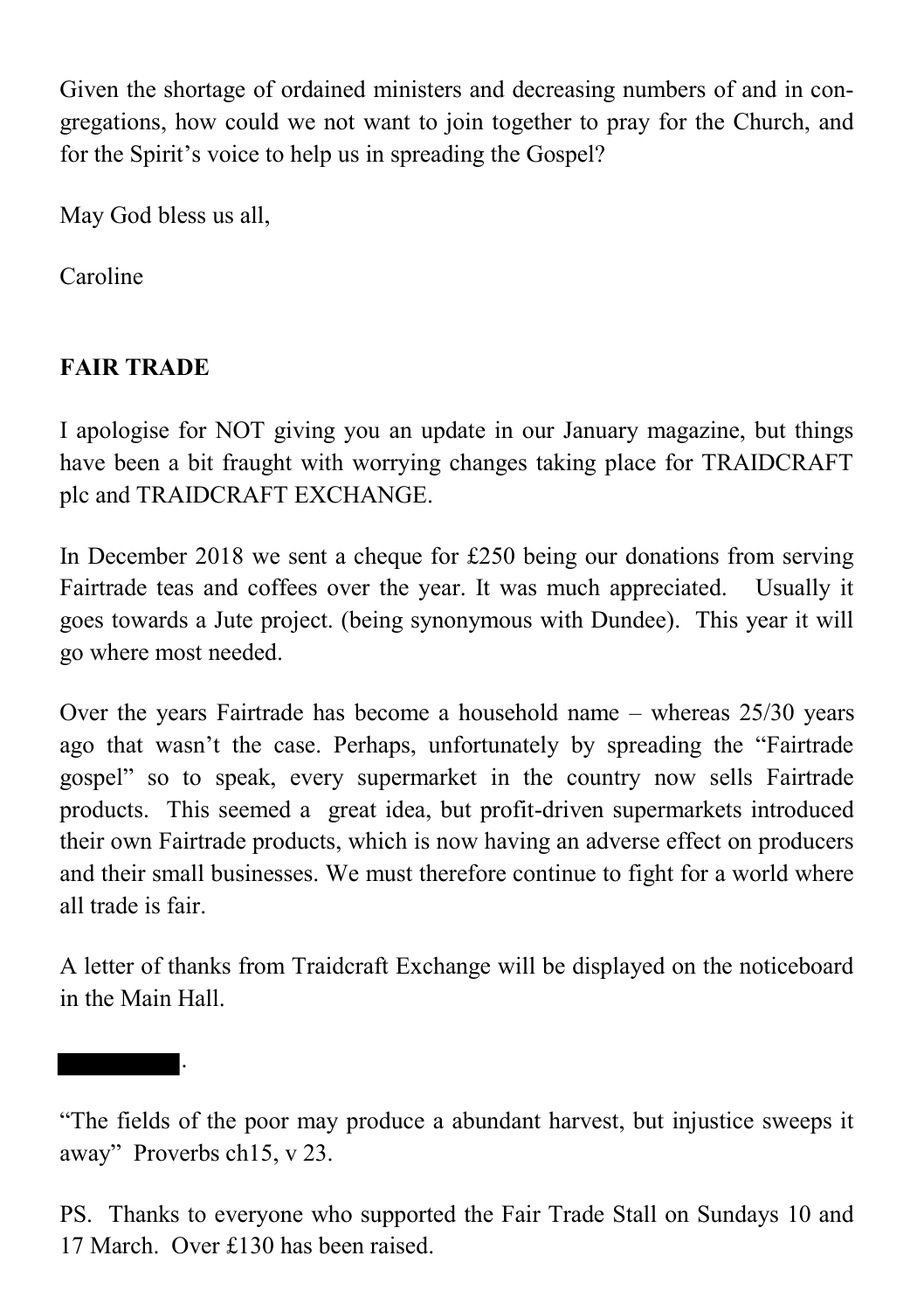Given the shortage of ordained ministers and decreasing numbers of and in congregations, how could we not want to join together to pray for the Church, and for the Spirit's voice to help us in spreading the Gospel?

May God bless us all,

Caroline

## FAIR TRADE

I apologise for NOT giving you an update in our January magazine, but things have been a bit fraught with worrying changes taking place for TRAIDCRAFT plc and TRAIDCRAFT EXCHANGE.

In December 2018 we sent a cheque for £250 being our donations from serving Fairtrade teas and coffees over the year. It was much appreciated. Usually it goes towards a Jute project. (being synonymous with Dundee). This year it will go where most needed.

Over the years Fairtrade has become a household name – whereas 25/30 years ago that wasn't the case. Perhaps, unfortunately by spreading the "Fairtrade gospel" so to speak, every supermarket in the country now sells Fairtrade products. This seemed a great idea, but profit-driven supermarkets introduced their own Fairtrade products, which is now having an adverse effect on producers and their small businesses. We must therefore continue to fight for a world where all trade is fair.

A letter of thanks from Traidcraft Exchange will be displayed on the noticeboard in the Main Hall.

.

"The fields of the poor may produce a abundant harvest, but injustice sweeps it away" Proverbs ch15, v 23.

PS. Thanks to everyone who supported the Fair Trade Stall on Sundays 10 and 17 March. Over £130 has been raised.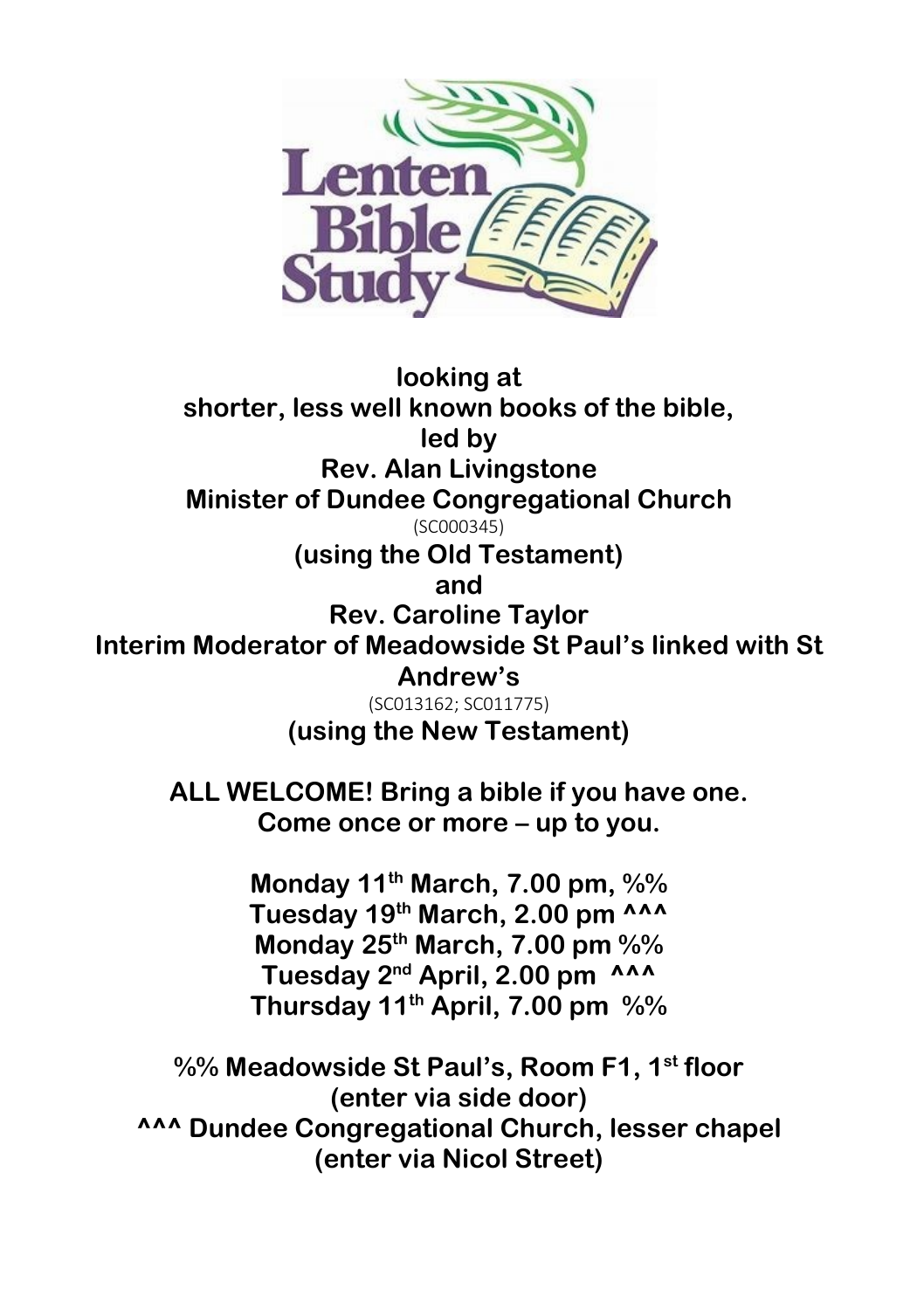# Lenten Bible Study

**looking at**
**shorter, less well known books of the bible,**
**led by**
**Rev. Alan Livingstone**
**Minister of Dundee Congregational Church**
(SC000345)
**(using the Old Testament)**
**and**
**Rev. Caroline Taylor**
**Interim Moderator of Meadowside St Paul's linked with St Andrew's**
(SC013162; SC011775)
**(using the New Testament)**

**ALL WELCOME! Bring a bible if you have one.**
**Come once or more – up to you.**

**Monday 11th March, 7.00 pm, %%**
**Tuesday 19th March, 2.00 pm ^^^**
**Monday 25th March, 7.00 pm %%**
**Tuesday 2nd April, 2.00 pm ^^^**
**Thursday 11th April, 7.00 pm %%**

**%% Meadowside St Paul's, Room F1, 1st floor**
**(enter via side door)**
**^^^ Dundee Congregational Church, lesser chapel**
**(enter via Nicol Street)**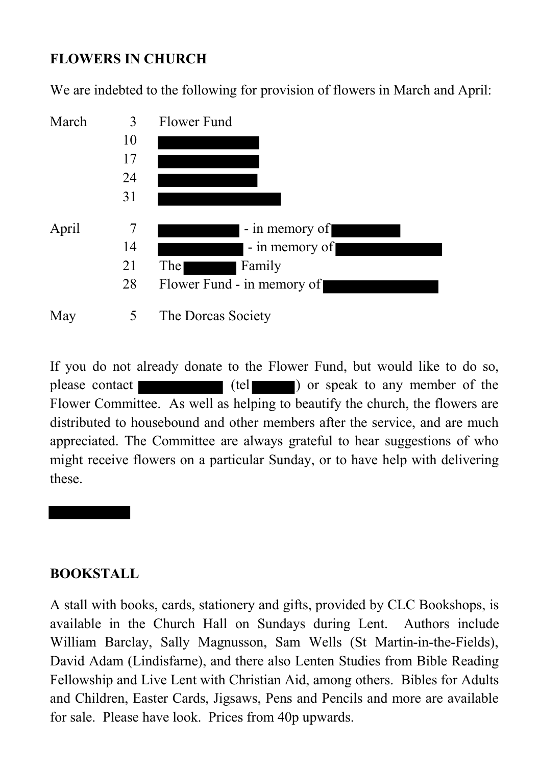## FLOWERS IN CHURCH

We are indebted to the following for provision of flowers in March and April:

| | | |
|---|---|---|
| March | 3 | Flower Fund |
| | 10 | |
| | 17 | |
| | 24 | |
| | 31 | |
| April | 7 | - in memory of |
| | 14 | - in memory of |
| | 21 | The Family |
| | 28 | Flower Fund - in memory of |
| May | 5 | The Dorcas Society |

If you do not already donate to the Flower Fund, but would like to do so, please contact (tel ) or speak to any member of the Flower Committee. As well as helping to beautify the church, the flowers are distributed to housebound and other members after the service, and are much appreciated. The Committee are always grateful to hear suggestions of who might receive flowers on a particular Sunday, or to have help with delivering these.

## BOOKSTALL

A stall with books, cards, stationery and gifts, provided by CLC Bookshops, is available in the Church Hall on Sundays during Lent. Authors include William Barclay, Sally Magnusson, Sam Wells (St Martin-in-the-Fields), David Adam (Lindisfarne), and there also Lenten Studies from Bible Reading Fellowship and Live Lent with Christian Aid, among others. Bibles for Adults and Children, Easter Cards, Jigsaws, Pens and Pencils and more are available for sale. Please have look. Prices from 40p upwards.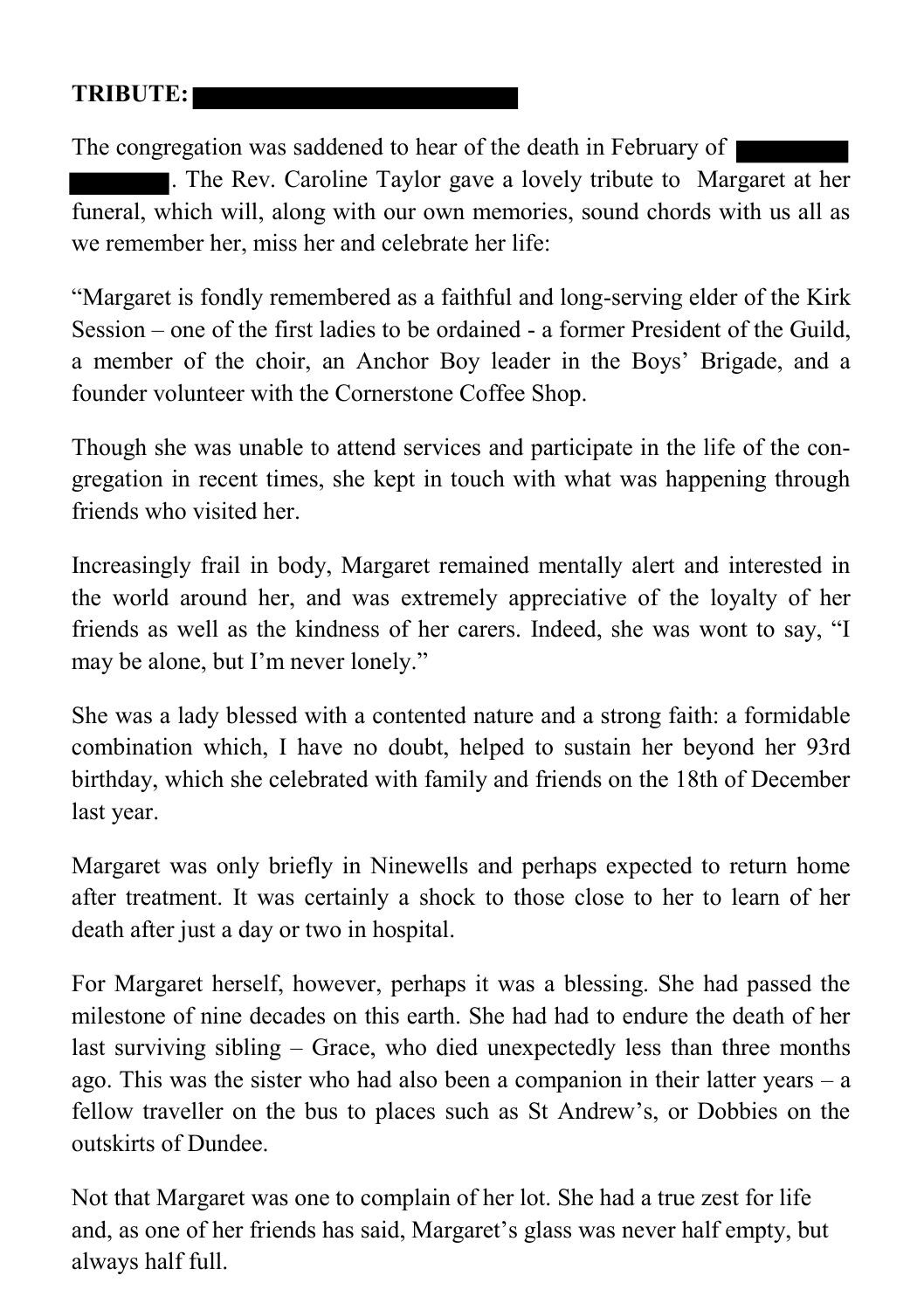**TRIBUTE:** ██████████████

The congregation was saddened to hear of the death in February of ██████ ██████. The Rev. Caroline Taylor gave a lovely tribute to Margaret at her funeral, which will, along with our own memories, sound chords with us all as we remember her, miss her and celebrate her life:

"Margaret is fondly remembered as a faithful and long-serving elder of the Kirk Session – one of the first ladies to be ordained - a former President of the Guild, a member of the choir, an Anchor Boy leader in the Boys' Brigade, and a founder volunteer with the Cornerstone Coffee Shop.

Though she was unable to attend services and participate in the life of the congregation in recent times, she kept in touch with what was happening through friends who visited her.

Increasingly frail in body, Margaret remained mentally alert and interested in the world around her, and was extremely appreciative of the loyalty of her friends as well as the kindness of her carers. Indeed, she was wont to say, "I may be alone, but I'm never lonely."

She was a lady blessed with a contented nature and a strong faith: a formidable combination which, I have no doubt, helped to sustain her beyond her 93rd birthday, which she celebrated with family and friends on the 18th of December last year.

Margaret was only briefly in Ninewells and perhaps expected to return home after treatment. It was certainly a shock to those close to her to learn of her death after just a day or two in hospital.

For Margaret herself, however, perhaps it was a blessing. She had passed the milestone of nine decades on this earth. She had had to endure the death of her last surviving sibling – Grace, who died unexpectedly less than three months ago. This was the sister who had also been a companion in their latter years – a fellow traveller on the bus to places such as St Andrew's, or Dobbies on the outskirts of Dundee.

Not that Margaret was one to complain of her lot. She had a true zest for life and, as one of her friends has said, Margaret's glass was never half empty, but always half full.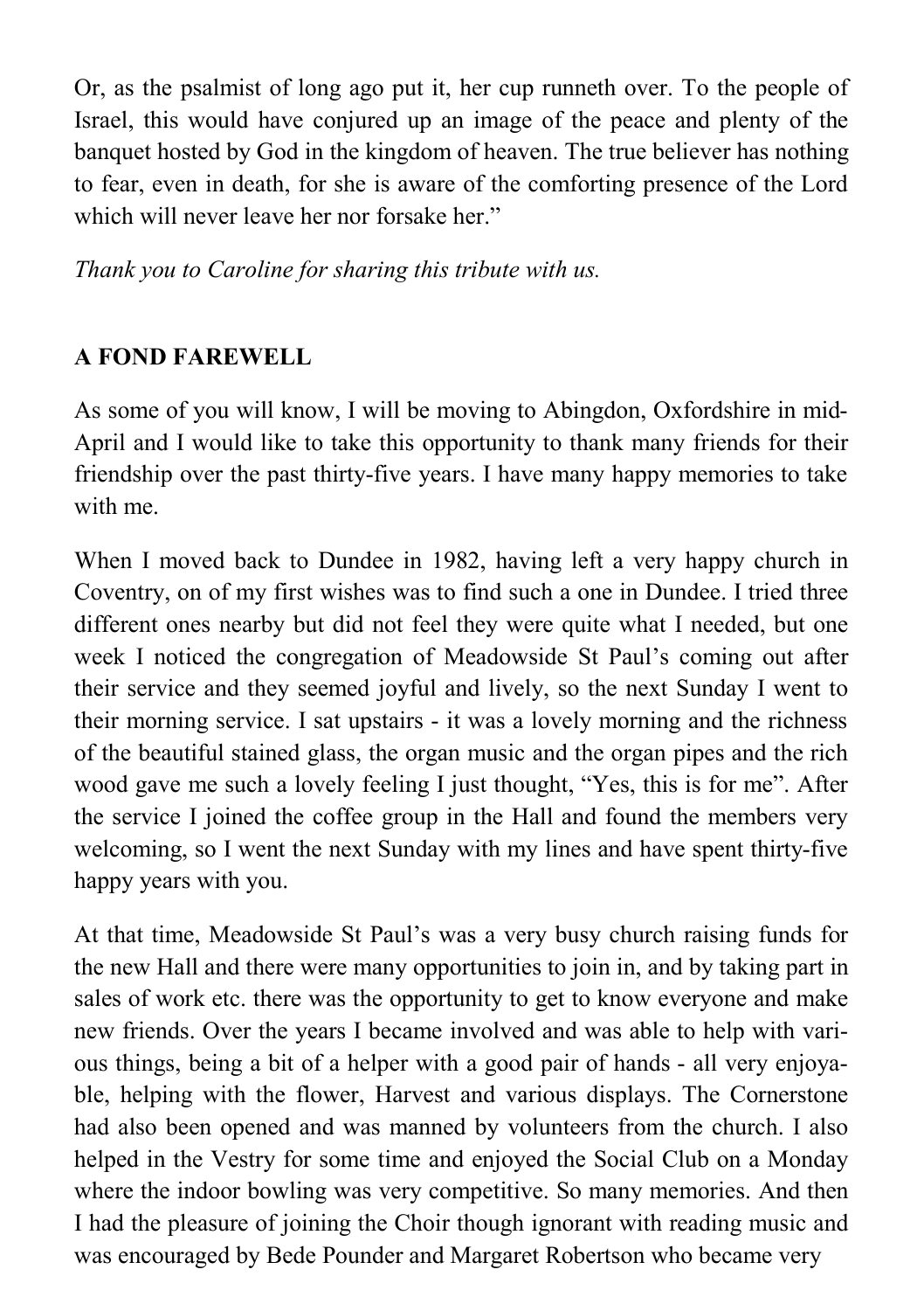Or, as the psalmist of long ago put it, her cup runneth over. To the people of Israel, this would have conjured up an image of the peace and plenty of the banquet hosted by God in the kingdom of heaven. The true believer has nothing to fear, even in death, for she is aware of the comforting presence of the Lord which will never leave her nor forsake her."

*Thank you to Caroline for sharing this tribute with us.*

**A FOND FAREWELL**

As some of you will know, I will be moving to Abingdon, Oxfordshire in mid-April and I would like to take this opportunity to thank many friends for their friendship over the past thirty-five years. I have many happy memories to take with me.

When I moved back to Dundee in 1982, having left a very happy church in Coventry, on of my first wishes was to find such a one in Dundee. I tried three different ones nearby but did not feel they were quite what I needed, but one week I noticed the congregation of Meadowside St Paul's coming out after their service and they seemed joyful and lively, so the next Sunday I went to their morning service. I sat upstairs - it was a lovely morning and the richness of the beautiful stained glass, the organ music and the organ pipes and the rich wood gave me such a lovely feeling I just thought, "Yes, this is for me". After the service I joined the coffee group in the Hall and found the members very welcoming, so I went the next Sunday with my lines and have spent thirty-five happy years with you.

At that time, Meadowside St Paul's was a very busy church raising funds for the new Hall and there were many opportunities to join in, and by taking part in sales of work etc. there was the opportunity to get to know everyone and make new friends. Over the years I became involved and was able to help with various things, being a bit of a helper with a good pair of hands - all very enjoyable, helping with the flower, Harvest and various displays. The Cornerstone had also been opened and was manned by volunteers from the church. I also helped in the Vestry for some time and enjoyed the Social Club on a Monday where the indoor bowling was very competitive. So many memories. And then I had the pleasure of joining the Choir though ignorant with reading music and was encouraged by Bede Pounder and Margaret Robertson who became very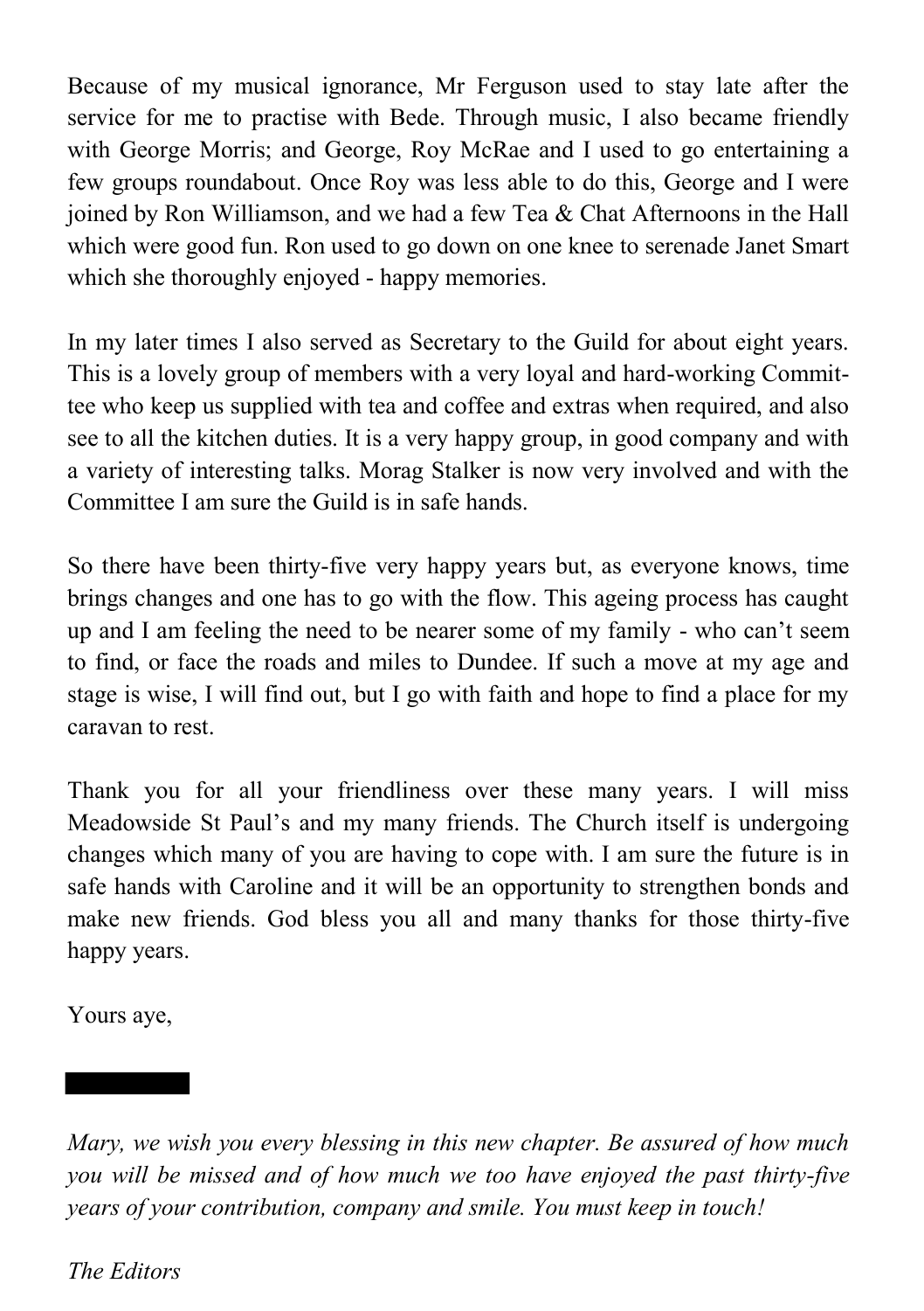Because of my musical ignorance, Mr Ferguson used to stay late after the service for me to practise with Bede. Through music, I also became friendly with George Morris; and George, Roy McRae and I used to go entertaining a few groups roundabout. Once Roy was less able to do this, George and I were joined by Ron Williamson, and we had a few Tea & Chat Afternoons in the Hall which were good fun. Ron used to go down on one knee to serenade Janet Smart which she thoroughly enjoyed - happy memories.

In my later times I also served as Secretary to the Guild for about eight years. This is a lovely group of members with a very loyal and hard-working Committee who keep us supplied with tea and coffee and extras when required, and also see to all the kitchen duties. It is a very happy group, in good company and with a variety of interesting talks. Morag Stalker is now very involved and with the Committee I am sure the Guild is in safe hands.

So there have been thirty-five very happy years but, as everyone knows, time brings changes and one has to go with the flow. This ageing process has caught up and I am feeling the need to be nearer some of my family - who can't seem to find, or face the roads and miles to Dundee. If such a move at my age and stage is wise, I will find out, but I go with faith and hope to find a place for my caravan to rest.

Thank you for all your friendliness over these many years. I will miss Meadowside St Paul's and my many friends. The Church itself is undergoing changes which many of you are having to cope with. I am sure the future is in safe hands with Caroline and it will be an opportunity to strengthen bonds and make new friends. God bless you all and many thanks for those thirty-five happy years.

Yours aye,

*Mary, we wish you every blessing in this new chapter. Be assured of how much you will be missed and of how much we too have enjoyed the past thirty-five years of your contribution, company and smile. You must keep in touch!*

*The Editors*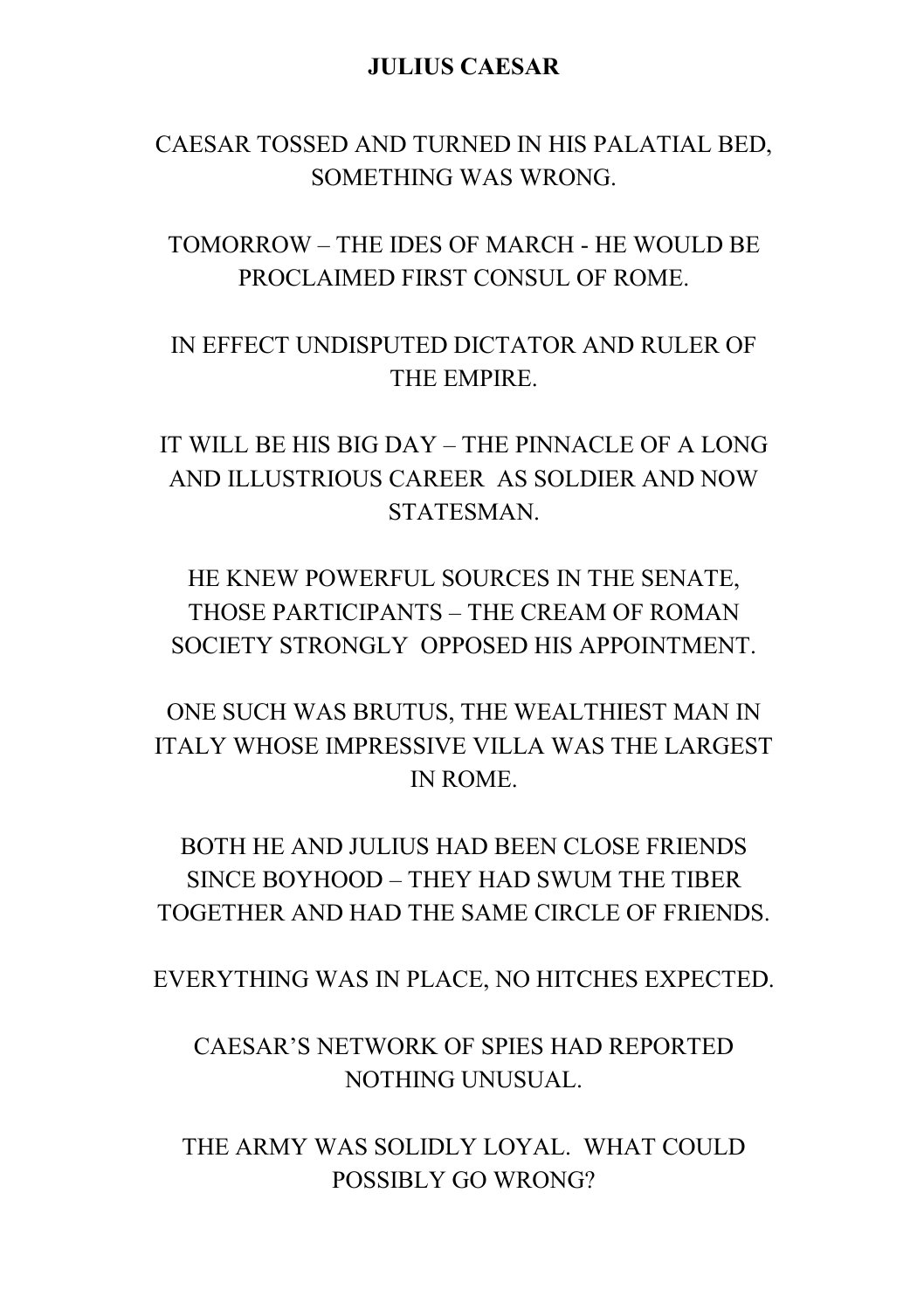**JULIUS CAESAR**

CAESAR TOSSED AND TURNED IN HIS PALATIAL BED, SOMETHING WAS WRONG.

TOMORROW – THE IDES OF MARCH - HE WOULD BE PROCLAIMED FIRST CONSUL OF ROME.

IN EFFECT UNDISPUTED DICTATOR AND RULER OF THE EMPIRE.

IT WILL BE HIS BIG DAY – THE PINNACLE OF A LONG AND ILLUSTRIOUS CAREER AS SOLDIER AND NOW STATESMAN.

HE KNEW POWERFUL SOURCES IN THE SENATE, THOSE PARTICIPANTS – THE CREAM OF ROMAN SOCIETY STRONGLY OPPOSED HIS APPOINTMENT.

ONE SUCH WAS BRUTUS, THE WEALTHIEST MAN IN ITALY WHOSE IMPRESSIVE VILLA WAS THE LARGEST IN ROME.

BOTH HE AND JULIUS HAD BEEN CLOSE FRIENDS SINCE BOYHOOD – THEY HAD SWUM THE TIBER TOGETHER AND HAD THE SAME CIRCLE OF FRIENDS.

EVERYTHING WAS IN PLACE, NO HITCHES EXPECTED.

CAESAR'S NETWORK OF SPIES HAD REPORTED NOTHING UNUSUAL.

THE ARMY WAS SOLIDLY LOYAL. WHAT COULD POSSIBLY GO WRONG?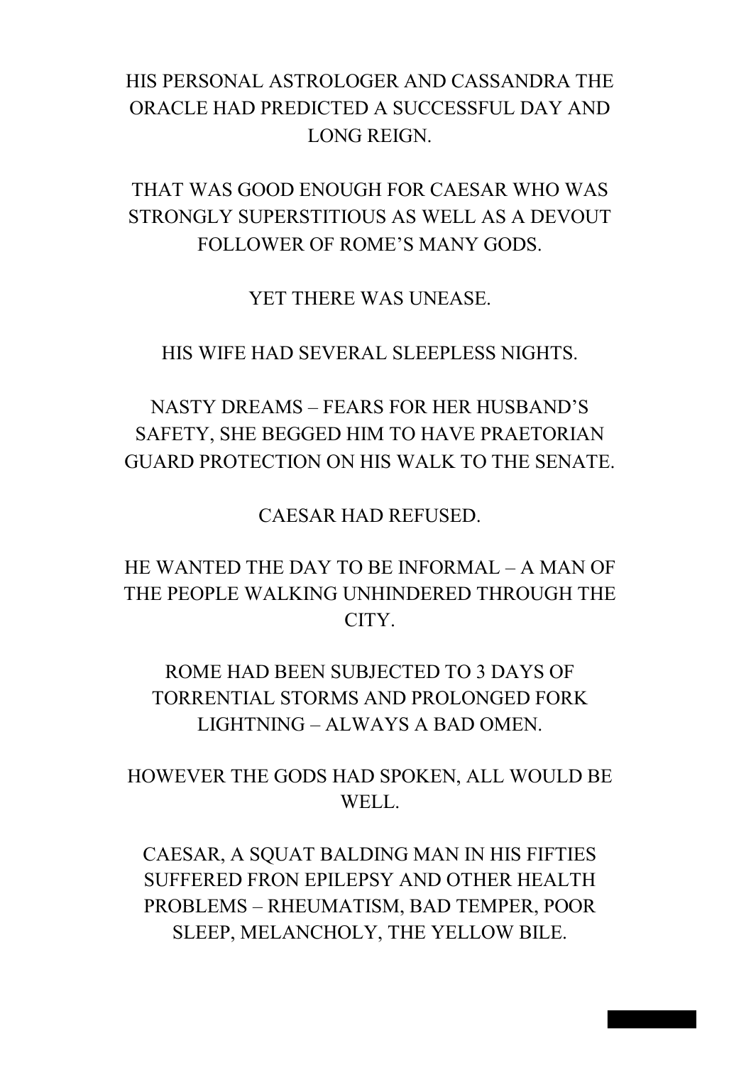HIS PERSONAL ASTROLOGER AND CASSANDRA THE ORACLE HAD PREDICTED A SUCCESSFUL DAY AND LONG REIGN.

THAT WAS GOOD ENOUGH FOR CAESAR WHO WAS STRONGLY SUPERSTITIOUS AS WELL AS A DEVOUT FOLLOWER OF ROME'S MANY GODS.

YET THERE WAS UNEASE.

HIS WIFE HAD SEVERAL SLEEPLESS NIGHTS.

NASTY DREAMS – FEARS FOR HER HUSBAND'S SAFETY, SHE BEGGED HIM TO HAVE PRAETORIAN GUARD PROTECTION ON HIS WALK TO THE SENATE.

CAESAR HAD REFUSED.

HE WANTED THE DAY TO BE INFORMAL – A MAN OF THE PEOPLE WALKING UNHINDERED THROUGH THE CITY.

ROME HAD BEEN SUBJECTED TO 3 DAYS OF TORRENTIAL STORMS AND PROLONGED FORK LIGHTNING – ALWAYS A BAD OMEN.

HOWEVER THE GODS HAD SPOKEN, ALL WOULD BE WELL.

CAESAR, A SQUAT BALDING MAN IN HIS FIFTIES SUFFERED FRON EPILEPSY AND OTHER HEALTH PROBLEMS – RHEUMATISM, BAD TEMPER, POOR SLEEP, MELANCHOLY, THE YELLOW BILE.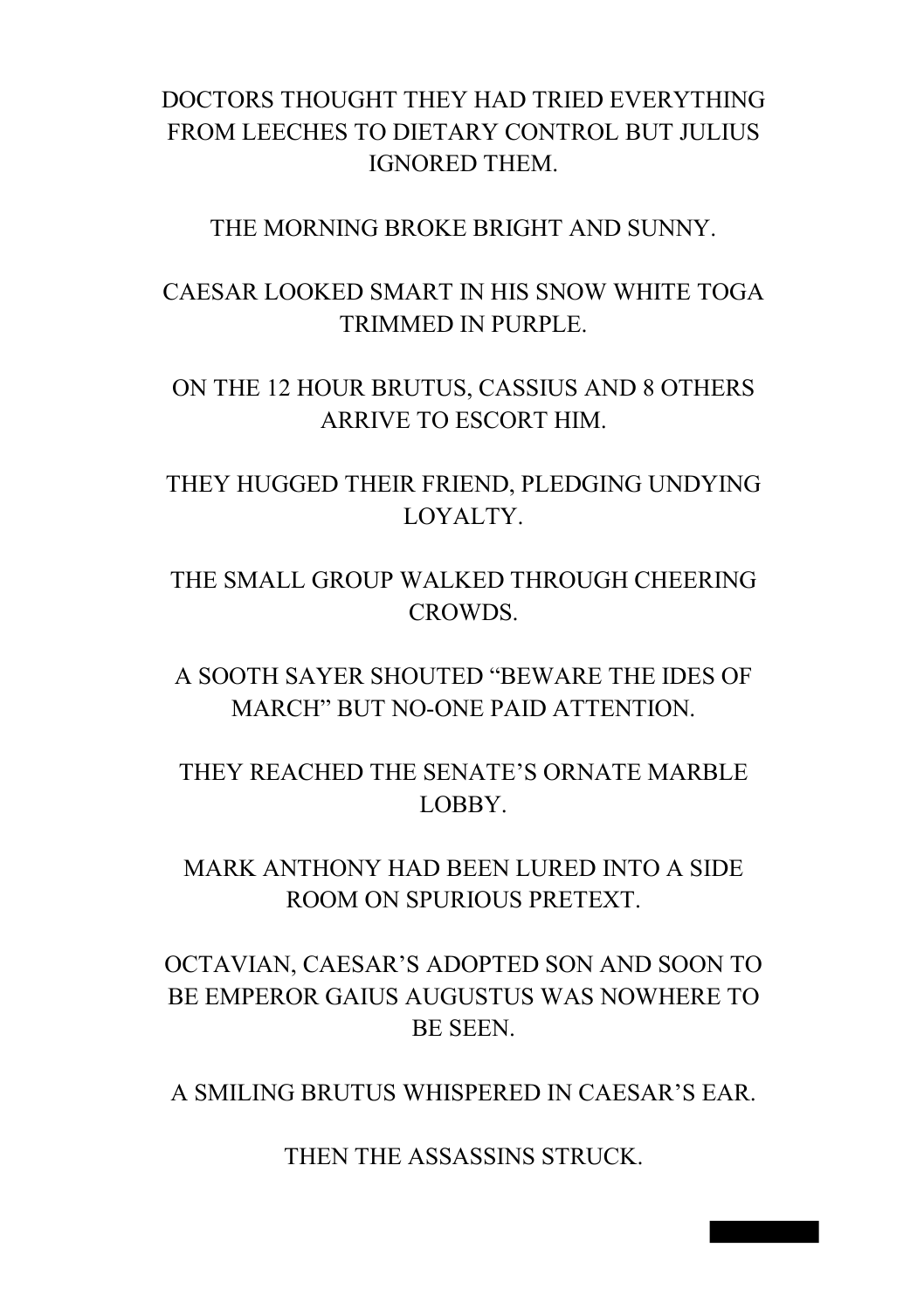DOCTORS THOUGHT THEY HAD TRIED EVERYTHING FROM LEECHES TO DIETARY CONTROL BUT JULIUS IGNORED THEM.

THE MORNING BROKE BRIGHT AND SUNNY.

CAESAR LOOKED SMART IN HIS SNOW WHITE TOGA TRIMMED IN PURPLE.

ON THE 12 HOUR BRUTUS, CASSIUS AND 8 OTHERS ARRIVE TO ESCORT HIM.

THEY HUGGED THEIR FRIEND, PLEDGING UNDYING LOYALTY.

THE SMALL GROUP WALKED THROUGH CHEERING CROWDS.

A SOOTH SAYER SHOUTED "BEWARE THE IDES OF MARCH" BUT NO-ONE PAID ATTENTION.

THEY REACHED THE SENATE'S ORNATE MARBLE LOBBY.

MARK ANTHONY HAD BEEN LURED INTO A SIDE ROOM ON SPURIOUS PRETEXT.

OCTAVIAN, CAESAR'S ADOPTED SON AND SOON TO BE EMPEROR GAIUS AUGUSTUS WAS NOWHERE TO BE SEEN.

A SMILING BRUTUS WHISPERED IN CAESAR'S EAR.

THEN THE ASSASSINS STRUCK.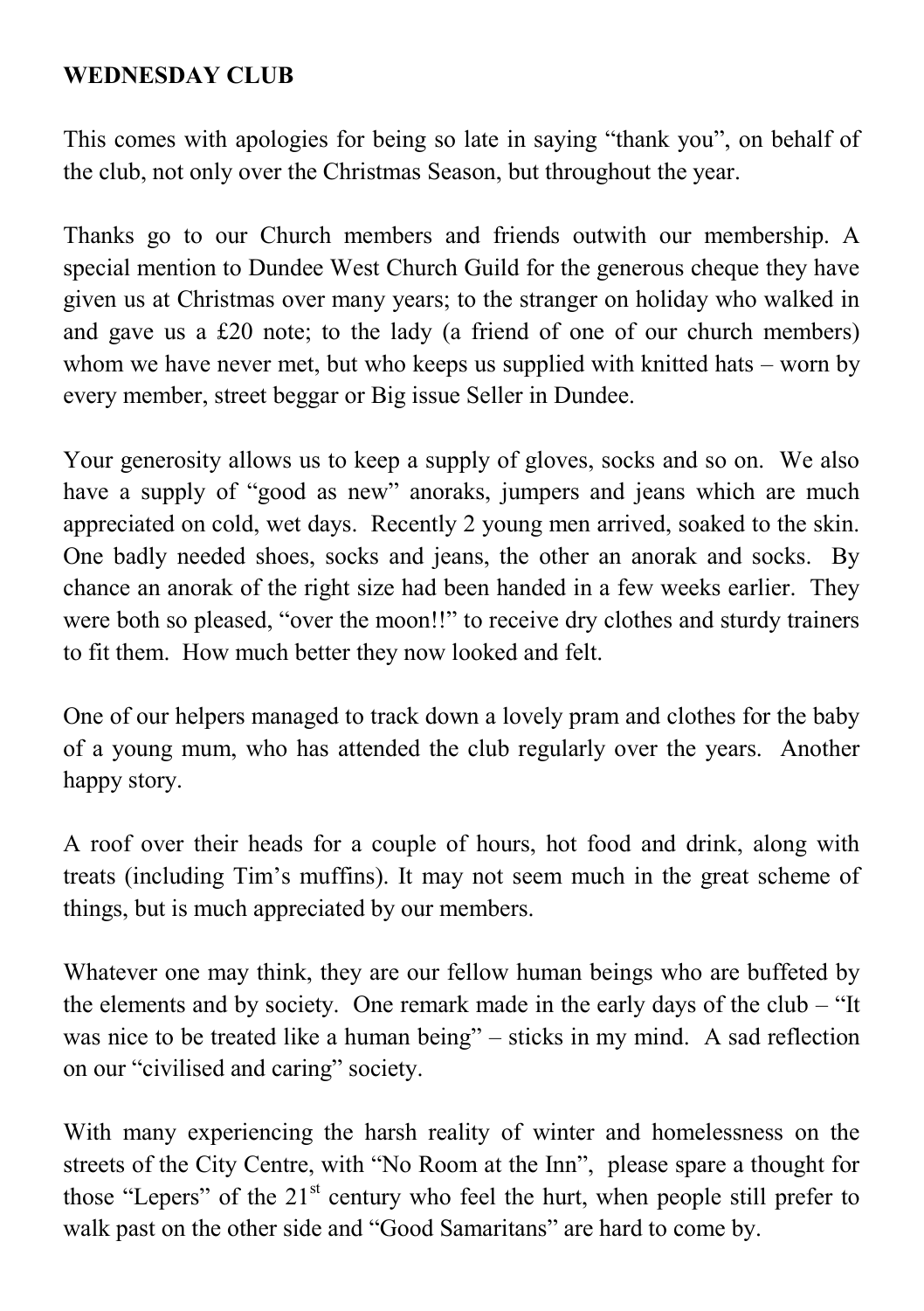**WEDNESDAY CLUB**

This comes with apologies for being so late in saying "thank you", on behalf of the club, not only over the Christmas Season, but throughout the year.

Thanks go to our Church members and friends outwith our membership. A special mention to Dundee West Church Guild for the generous cheque they have given us at Christmas over many years; to the stranger on holiday who walked in and gave us a £20 note; to the lady (a friend of one of our church members) whom we have never met, but who keeps us supplied with knitted hats – worn by every member, street beggar or Big issue Seller in Dundee.

Your generosity allows us to keep a supply of gloves, socks and so on. We also have a supply of "good as new" anoraks, jumpers and jeans which are much appreciated on cold, wet days. Recently 2 young men arrived, soaked to the skin. One badly needed shoes, socks and jeans, the other an anorak and socks. By chance an anorak of the right size had been handed in a few weeks earlier. They were both so pleased, "over the moon!!" to receive dry clothes and sturdy trainers to fit them. How much better they now looked and felt.

One of our helpers managed to track down a lovely pram and clothes for the baby of a young mum, who has attended the club regularly over the years. Another happy story.

A roof over their heads for a couple of hours, hot food and drink, along with treats (including Tim's muffins). It may not seem much in the great scheme of things, but is much appreciated by our members.

Whatever one may think, they are our fellow human beings who are buffeted by the elements and by society. One remark made in the early days of the club – "It was nice to be treated like a human being" – sticks in my mind. A sad reflection on our "civilised and caring" society.

With many experiencing the harsh reality of winter and homelessness on the streets of the City Centre, with "No Room at the Inn", please spare a thought for those "Lepers" of the 21st century who feel the hurt, when people still prefer to walk past on the other side and "Good Samaritans" are hard to come by.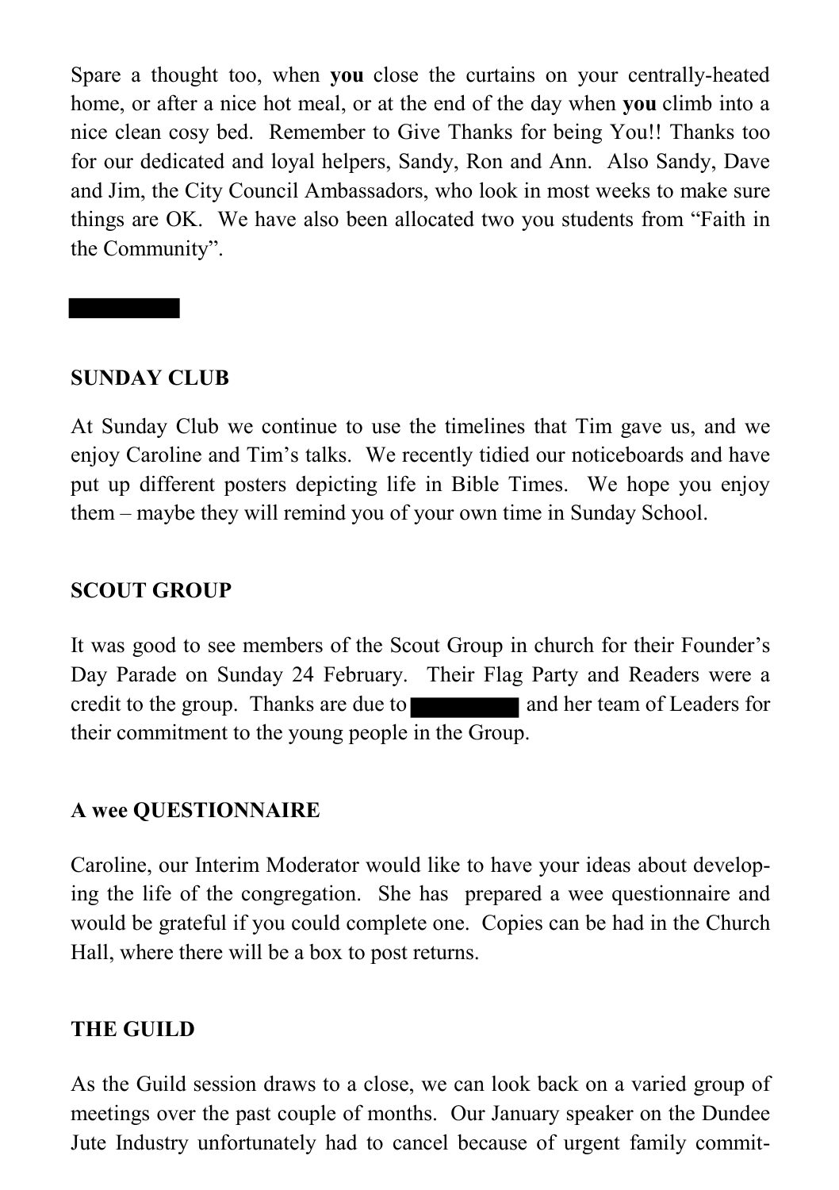Spare a thought too, when **you** close the curtains on your centrally-heated home, or after a nice hot meal, or at the end of the day when **you** climb into a nice clean cosy bed. Remember to Give Thanks for being You!! Thanks too for our dedicated and loyal helpers, Sandy, Ron and Ann. Also Sandy, Dave and Jim, the City Council Ambassadors, who look in most weeks to make sure things are OK. We have also been allocated two you students from "Faith in the Community".

**SUNDAY CLUB**

At Sunday Club we continue to use the timelines that Tim gave us, and we enjoy Caroline and Tim's talks. We recently tidied our noticeboards and have put up different posters depicting life in Bible Times. We hope you enjoy them – maybe they will remind you of your own time in Sunday School.

**SCOUT GROUP**

It was good to see members of the Scout Group in church for their Founder's Day Parade on Sunday 24 February. Their Flag Party and Readers were a credit to the group. Thanks are due to and her team of Leaders for their commitment to the young people in the Group.

**A wee QUESTIONNAIRE**

Caroline, our Interim Moderator would like to have your ideas about developing the life of the congregation. She has prepared a wee questionnaire and would be grateful if you could complete one. Copies can be had in the Church Hall, where there will be a box to post returns.

**THE GUILD**

As the Guild session draws to a close, we can look back on a varied group of meetings over the past couple of months. Our January speaker on the Dundee Jute Industry unfortunately had to cancel because of urgent family commit-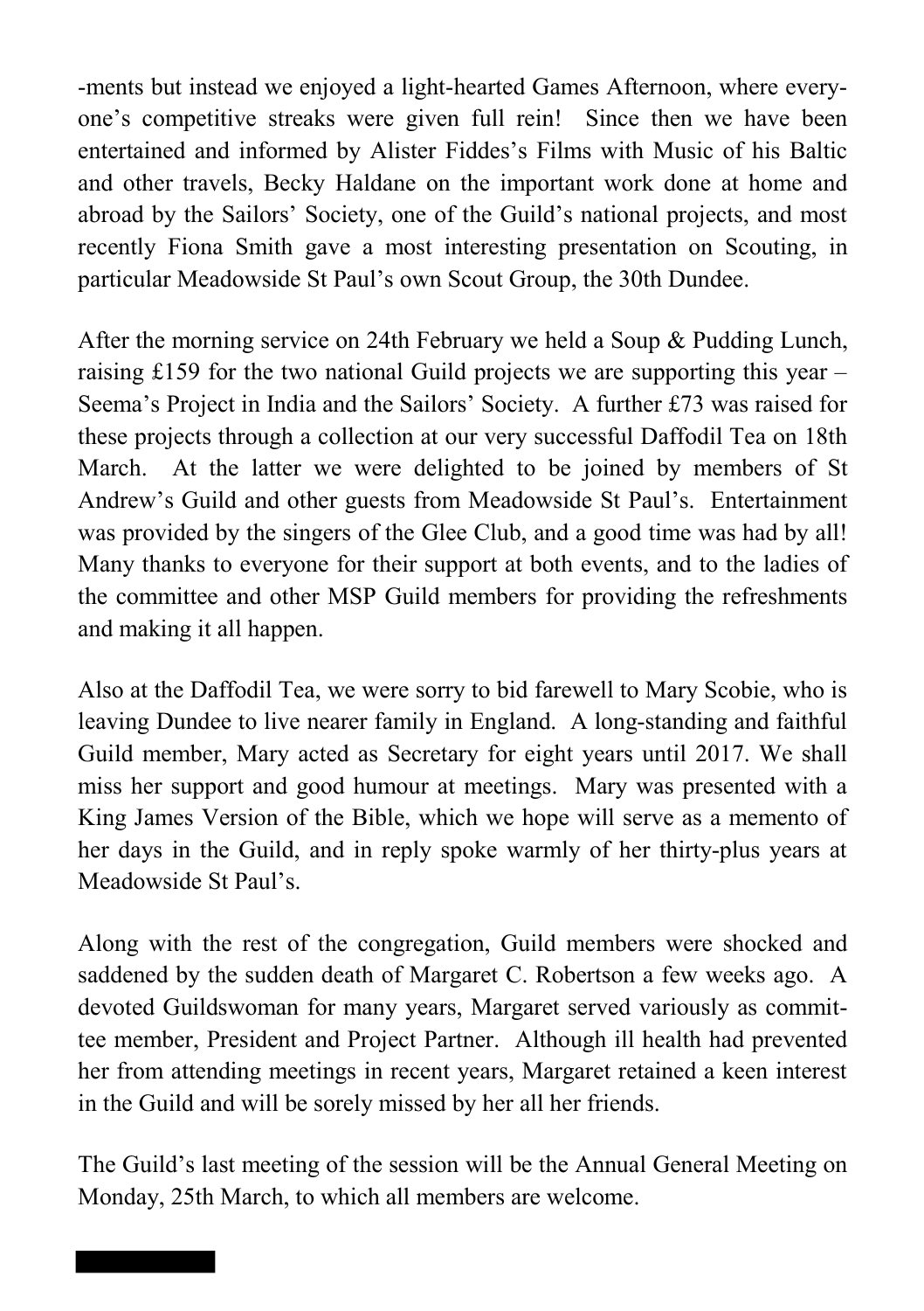-ments but instead we enjoyed a light-hearted Games Afternoon, where everyone's competitive streaks were given full rein! Since then we have been entertained and informed by Alister Fiddes's Films with Music of his Baltic and other travels, Becky Haldane on the important work done at home and abroad by the Sailors' Society, one of the Guild's national projects, and most recently Fiona Smith gave a most interesting presentation on Scouting, in particular Meadowside St Paul's own Scout Group, the 30th Dundee.

After the morning service on 24th February we held a Soup & Pudding Lunch, raising £159 for the two national Guild projects we are supporting this year – Seema's Project in India and the Sailors' Society. A further £73 was raised for these projects through a collection at our very successful Daffodil Tea on 18th March. At the latter we were delighted to be joined by members of St Andrew's Guild and other guests from Meadowside St Paul's. Entertainment was provided by the singers of the Glee Club, and a good time was had by all! Many thanks to everyone for their support at both events, and to the ladies of the committee and other MSP Guild members for providing the refreshments and making it all happen.

Also at the Daffodil Tea, we were sorry to bid farewell to Mary Scobie, who is leaving Dundee to live nearer family in England. A long-standing and faithful Guild member, Mary acted as Secretary for eight years until 2017. We shall miss her support and good humour at meetings. Mary was presented with a King James Version of the Bible, which we hope will serve as a memento of her days in the Guild, and in reply spoke warmly of her thirty-plus years at Meadowside St Paul's.

Along with the rest of the congregation, Guild members were shocked and saddened by the sudden death of Margaret C. Robertson a few weeks ago. A devoted Guildswoman for many years, Margaret served variously as committee member, President and Project Partner. Although ill health had prevented her from attending meetings in recent years, Margaret retained a keen interest in the Guild and will be sorely missed by her all her friends.

The Guild's last meeting of the session will be the Annual General Meeting on Monday, 25th March, to which all members are welcome.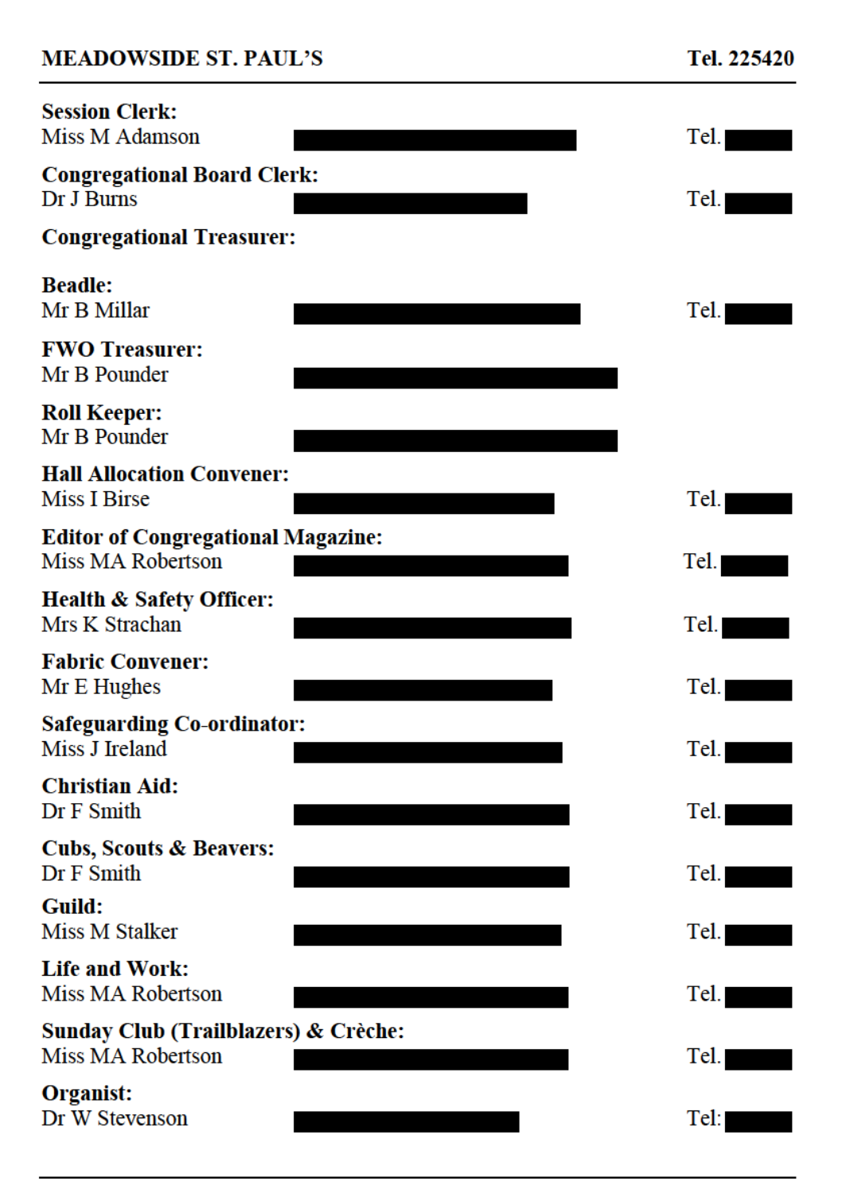**MEADOWSIDE ST. PAUL'S** **Tel. 225420**

**Session Clerk:**
Miss M Adamson Tel.

**Congregational Board Clerk:**
Dr J Burns Tel.

**Congregational Treasurer:**

**Beadle:**
Mr B Millar Tel.

**FWO Treasurer:**
Mr B Pounder

**Roll Keeper:**
Mr B Pounder

**Hall Allocation Convener:**
Miss I Birse Tel.

**Editor of Congregational Magazine:**
Miss MA Robertson Tel.

**Health & Safety Officer:**
Mrs K Strachan Tel.

**Fabric Convener:**
Mr E Hughes Tel.

**Safeguarding Co-ordinator:**
Miss J Ireland Tel.

**Christian Aid:**
Dr F Smith Tel.

**Cubs, Scouts & Beavers:**
Dr F Smith Tel.

**Guild:**
Miss M Stalker Tel.

**Life and Work:**
Miss MA Robertson Tel.

**Sunday Club (Trailblazers) & Crèche:**
Miss MA Robertson Tel.

**Organist:**
Dr W Stevenson Tel: